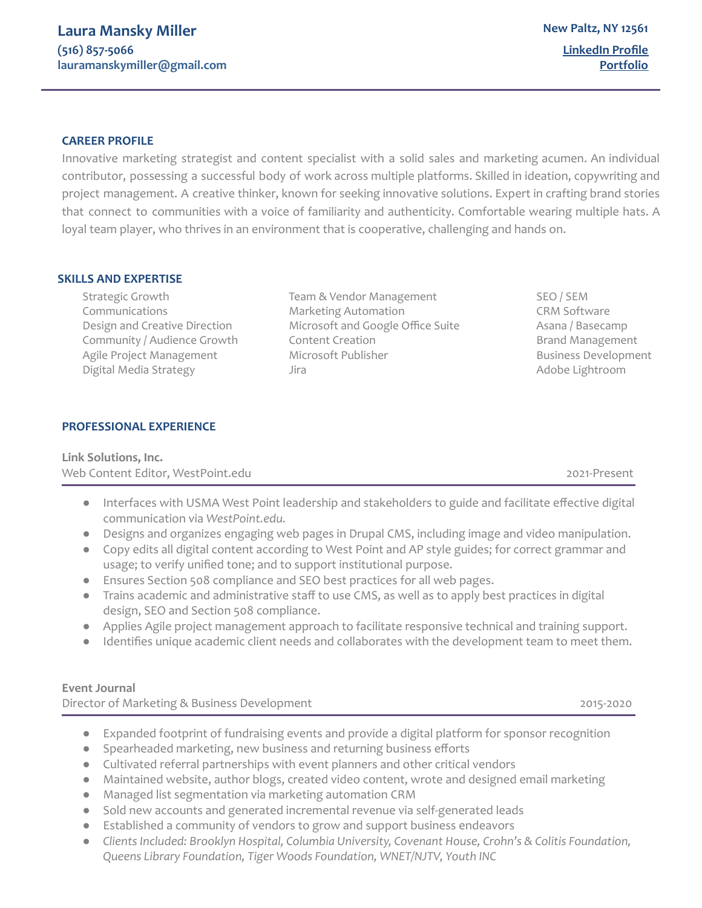# Laura Mansky Miller

**(516) 857-5066**
**lauramanskymiller@gmail.com**

**New Paltz, NY 12561**
**LinkedIn Profile**
**Portfolio**

## CAREER PROFILE

Innovative marketing strategist and content specialist with a solid sales and marketing acumen. An individual contributor, possessing a successful body of work across multiple platforms. Skilled in ideation, copywriting and project management. A creative thinker, known for seeking innovative solutions. Expert in crafting brand stories that connect to communities with a voice of familiarity and authenticity. Comfortable wearing multiple hats. A loyal team player, who thrives in an environment that is cooperative, challenging and hands on.

## SKILLS AND EXPERTISE

- Strategic Growth
- Communications
- Design and Creative Direction
- Community / Audience Growth
- Agile Project Management
- Digital Media Strategy
- Team & Vendor Management
- Marketing Automation
- Microsoft and Google Office Suite
- Content Creation
- Microsoft Publisher
- Jira
- SEO / SEM
- CRM Software
- Asana / Basecamp
- Brand Management
- Business Development
- Adobe Lightroom

## PROFESSIONAL EXPERIENCE

**Link Solutions, Inc.**
Web Content Editor, WestPoint.edu — 2021-Present

- Interfaces with USMA West Point leadership and stakeholders to guide and facilitate effective digital communication via *WestPoint.edu.*
- Designs and organizes engaging web pages in Drupal CMS, including image and video manipulation.
- Copy edits all digital content according to West Point and AP style guides; for correct grammar and usage; to verify unified tone; and to support institutional purpose.
- Ensures Section 508 compliance and SEO best practices for all web pages.
- Trains academic and administrative staff to use CMS, as well as to apply best practices in digital design, SEO and Section 508 compliance.
- Applies Agile project management approach to facilitate responsive technical and training support.
- Identifies unique academic client needs and collaborates with the development team to meet them.

**Event Journal**
Director of Marketing & Business Development — 2015-2020

- Expanded footprint of fundraising events and provide a digital platform for sponsor recognition
- Spearheaded marketing, new business and returning business efforts
- Cultivated referral partnerships with event planners and other critical vendors
- Maintained website, author blogs, created video content, wrote and designed email marketing
- Managed list segmentation via marketing automation CRM
- Sold new accounts and generated incremental revenue via self-generated leads
- Established a community of vendors to grow and support business endeavors
- *Clients Included: Brooklyn Hospital, Columbia University, Covenant House, Crohn's & Colitis Foundation, Queens Library Foundation, Tiger Woods Foundation, WNET/NJTV, Youth INC*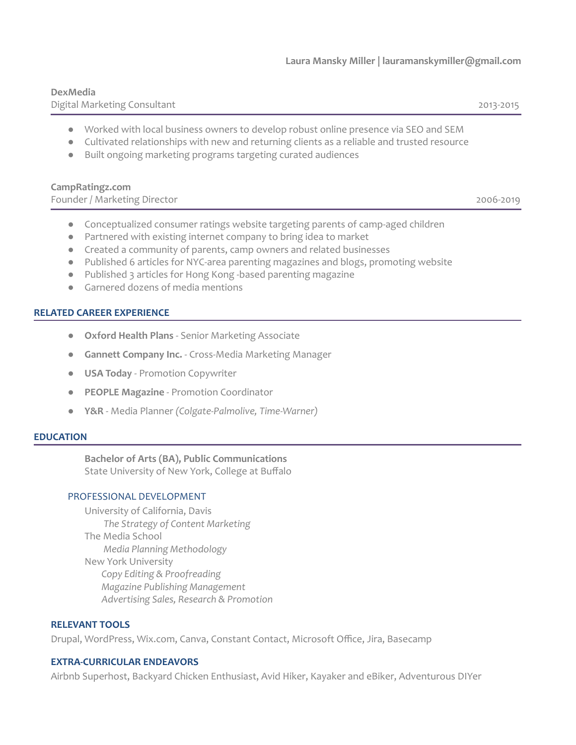**Laura Mansky Miller | lauramanskymiller@gmail.com**

**DexMedia**
Digital Marketing Consultant 2013-2015

- Worked with local business owners to develop robust online presence via SEO and SEM
- Cultivated relationships with new and returning clients as a reliable and trusted resource
- Built ongoing marketing programs targeting curated audiences

**CampRatingz.com**
Founder / Marketing Director 2006-2019

- Conceptualized consumer ratings website targeting parents of camp-aged children
- Partnered with existing internet company to bring idea to market
- Created a community of parents, camp owners and related businesses
- Published 6 articles for NYC-area parenting magazines and blogs, promoting website
- Published 3 articles for Hong Kong -based parenting magazine
- Garnered dozens of media mentions

## RELATED CAREER EXPERIENCE

- **Oxford Health Plans** - Senior Marketing Associate
- **Gannett Company Inc.** - Cross-Media Marketing Manager
- **USA Today** - Promotion Copywriter
- **PEOPLE Magazine** - Promotion Coordinator
- **Y&R** - Media Planner *(Colgate-Palmolive, Time-Warner)*

## EDUCATION

**Bachelor of Arts (BA), Public Communications**
State University of New York, College at Buffalo

### PROFESSIONAL DEVELOPMENT

University of California, Davis
*The Strategy of Content Marketing*

The Media School
*Media Planning Methodology*

New York University
*Copy Editing & Proofreading*
*Magazine Publishing Management*
*Advertising Sales, Research & Promotion*

## RELEVANT TOOLS

Drupal, WordPress, Wix.com, Canva, Constant Contact, Microsoft Office, Jira, Basecamp

## EXTRA-CURRICULAR ENDEAVORS

Airbnb Superhost, Backyard Chicken Enthusiast, Avid Hiker, Kayaker and eBiker, Adventurous DIYer